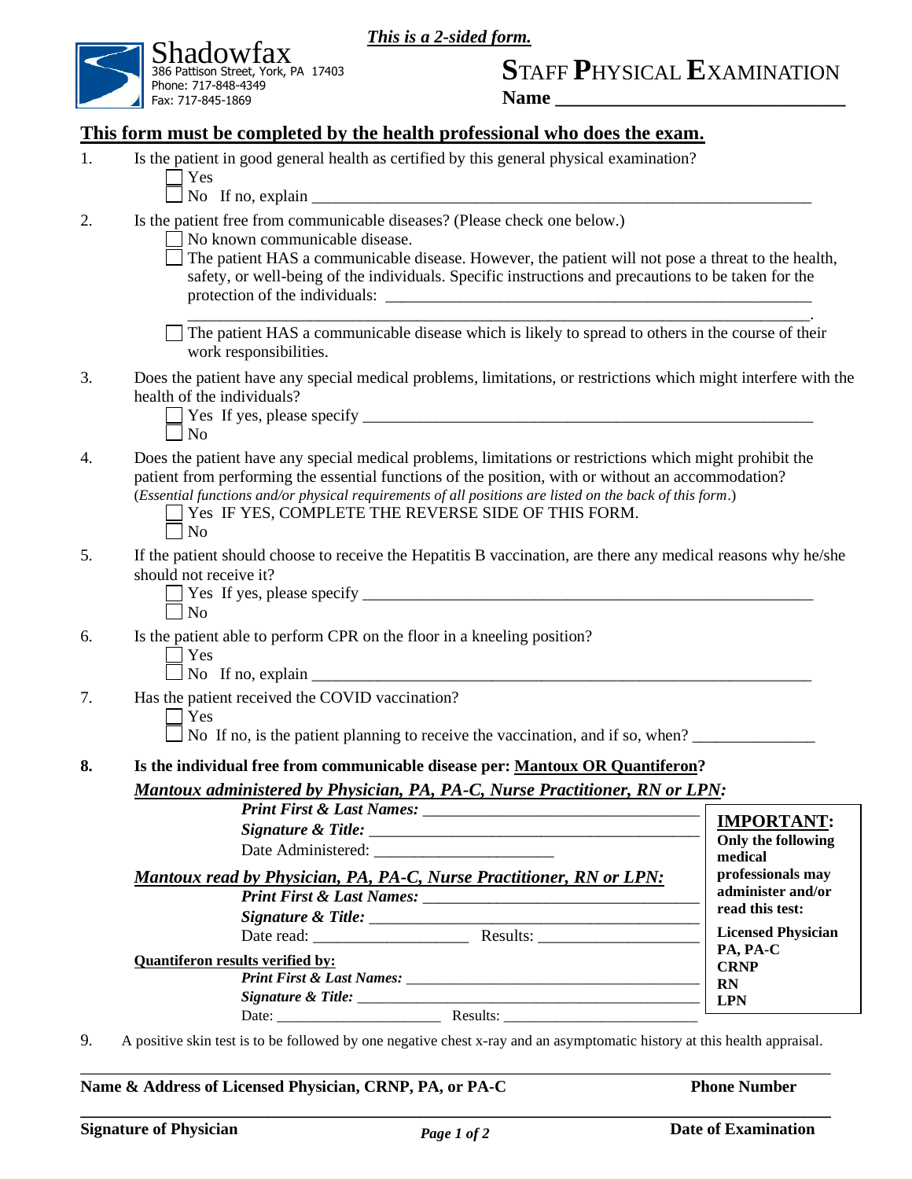***This is a 2-sided form.***

Shadowfax
386 Pattison Street, York, PA 17403
Phone: 717-848-4349
Fax: 717-845-1869

# STAFF PHYSICAL EXAMINATION

**Name** ______________________________

## This form must be completed by the health professional who does the exam.

1. Is the patient in good general health as certified by this general physical examination?
   - ☐ Yes
   - ☐ No If no, explain ______________________________________________________________

2. Is the patient free from communicable diseases? (Please check one below.)
   - ☐ No known communicable disease.
   - ☐ The patient HAS a communicable disease. However, the patient will not pose a threat to the health, safety, or well-being of the individuals. Specific instructions and precautions to be taken for the protection of the individuals: ______________________________________________________
     ______________________________________________________________________________.
   - ☐ The patient HAS a communicable disease which is likely to spread to others in the course of their work responsibilities.

3. Does the patient have any special medical problems, limitations, or restrictions which might interfere with the health of the individuals?
   - ☐ Yes If yes, please specify _____________________________________________________
   - ☐ No

4. Does the patient have any special medical problems, limitations or restrictions which might prohibit the patient from performing the essential functions of the position, with or without an accommodation? (*Essential functions and/or physical requirements of all positions are listed on the back of this form*.)
   - ☐ Yes IF YES, COMPLETE THE REVERSE SIDE OF THIS FORM.
   - ☐ No

5. If the patient should choose to receive the Hepatitis B vaccination, are there any medical reasons why he/she should not receive it?
   - ☐ Yes If yes, please specify _____________________________________________________
   - ☐ No

6. Is the patient able to perform CPR on the floor in a kneeling position?
   - ☐ Yes
   - ☐ No If no, explain ______________________________________________________________

7. Has the patient received the COVID vaccination?
   - ☐ Yes
   - ☐ No If no, is the patient planning to receive the vaccination, and if so, when? _______________

8. **Is the individual free from communicable disease per: <u>Mantoux OR Quantiferon</u>?**

   ***<u>Mantoux administered by Physician, PA, PA-C, Nurse Practitioner, RN or LPN:</u>***

   ***Print First & Last Names:*** ___________________________________
   ***Signature & Title:*** _______________________________________
   Date Administered: ______________________

   ***<u>Mantoux read by Physician, PA, PA-C, Nurse Practitioner, RN or LPN:</u>***

   ***Print First & Last Names:*** ___________________________________
   ***Signature & Title:*** _______________________________________
   Date read: ___________________ Results: ____________________

   **<u>Quantiferon results verified by:</u>**

   ***Print First & Last Names:*** ___________________________________
   ***Signature & Title:*** _______________________________________
   Date: _____________________ Results: __________________________

   > **<u>IMPORTANT</u>:**
   > **Only the following medical professionals may administer and/or read this test:**
   > **Licensed Physician**
   > **PA, PA-C**
   > **CRNP**
   > **RN**
   > **LPN**

9. A positive skin test is to be followed by one negative chest x-ray and an asymptomatic history at this health appraisal.

______________________________________________________________________________

**Name & Address of Licensed Physician, CRNP, PA, or PA-C** **Phone Number**

______________________________________________________________________________

**Signature of Physician** **Date of Examination**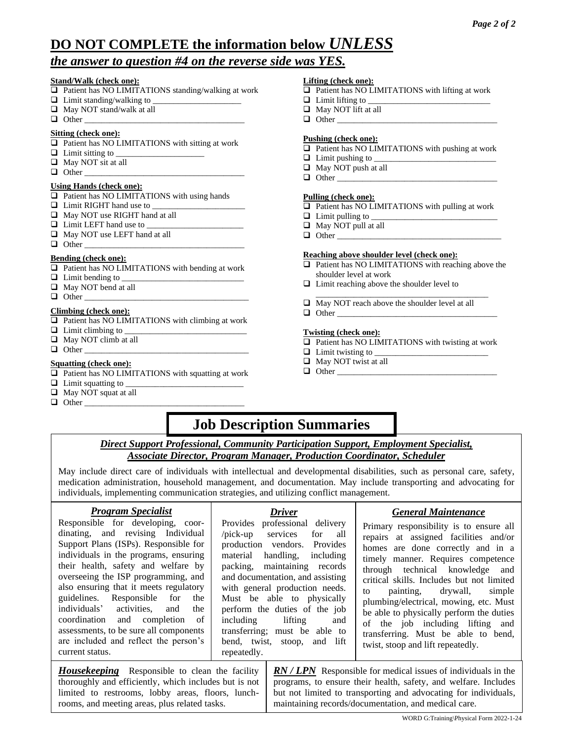# DO NOT COMPLETE the information below *UNLESS* *the answer to question #4 on the reverse side was YES.*

**Stand/Walk (check one):**
- ☐ Patient has NO LIMITATIONS standing/walking at work
- ☐ Limit standing/walking to ____________________
- ☐ May NOT stand/walk at all
- ☐ Other ____________________________________

**Sitting (check one):**
- ☐ Patient has NO LIMITATIONS with sitting at work
- ☐ Limit sitting to ____________________
- ☐ May NOT sit at all
- ☐ Other ____________________________________

**Using Hands (check one):**
- ☐ Patient has NO LIMITATIONS with using hands
- ☐ Limit RIGHT hand use to ____________________
- ☐ May NOT use RIGHT hand at all
- ☐ Limit LEFT hand use to ____________________
- ☐ May NOT use LEFT hand at all
- ☐ Other ____________________________________

**Bending (check one):**
- ☐ Patient has NO LIMITATIONS with bending at work
- ☐ Limit bending to ____________________
- ☐ May NOT bend at all
- ☐ Other ____________________________________

**Climbing (check one):**
- ☐ Patient has NO LIMITATIONS with climbing at work
- ☐ Limit climbing to ____________________
- ☐ May NOT climb at all
- ☐ Other ____________________________________

**Squatting (check one):**
- ☐ Patient has NO LIMITATIONS with squatting at work
- ☐ Limit squatting to ____________________
- ☐ May NOT squat at all
- ☐ Other ____________________________________

**Lifting (check one):**
- ☐ Patient has NO LIMITATIONS with lifting at work
- ☐ Limit lifting to ____________________
- ☐ May NOT lift at all
- ☐ Other ____________________________________

**Pushing (check one):**
- ☐ Patient has NO LIMITATIONS with pushing at work
- ☐ Limit pushing to ____________________
- ☐ May NOT push at all
- ☐ Other ____________________________________

**Pulling (check one):**
- ☐ Patient has NO LIMITATIONS with pulling at work
- ☐ Limit pulling to ____________________
- ☐ May NOT pull at all
- ☐ Other ____________________________________

**Reaching above shoulder level (check one):**
- ☐ Patient has NO LIMITATIONS with reaching above the shoulder level at work
- ☐ Limit reaching above the shoulder level to ____________________
- ☐ May NOT reach above the shoulder level at all
- ☐ Other ____________________________________

**Twisting (check one):**
- ☐ Patient has NO LIMITATIONS with twisting at work
- ☐ Limit twisting to ____________________
- ☐ May NOT twist at all
- ☐ Other ____________________________________

## Job Description Summaries

***Direct Support Professional, Community Participation Support, Employment Specialist, Associate Director, Program Manager, Production Coordinator, Scheduler***

May include direct care of individuals with intellectual and developmental disabilities, such as personal care, safety, medication administration, household management, and documentation. May include transporting and advocating for individuals, implementing communication strategies, and utilizing conflict management.

***Program Specialist***

Responsible for developing, coordinating, and revising Individual Support Plans (ISPs). Responsible for individuals in the programs, ensuring their health, safety and welfare by overseeing the ISP programming, and also ensuring that it meets regulatory guidelines. Responsible for the individuals' activities, and the coordination and completion of assessments, to be sure all components are included and reflect the person's current status.

***Driver***

Provides professional delivery /pick-up services for all production vendors. Provides material handling, including packing, maintaining records and documentation, and assisting with general production needs. Must be able to physically perform the duties of the job including lifting and transferring; must be able to bend, twist, stoop, and lift repeatedly.

***General Maintenance***

Primary responsibility is to ensure all repairs at assigned facilities and/or homes are done correctly and in a timely manner. Requires competence through technical knowledge and critical skills. Includes but not limited to painting, drywall, simple plumbing/electrical, mowing, etc. Must be able to physically perform the duties of the job including lifting and transferring. Must be able to bend, twist, stoop and lift repeatedly.

***Housekeeping*** Responsible to clean the facility thoroughly and efficiently, which includes but is not limited to restrooms, lobby areas, floors, lunch-rooms, and meeting areas, plus related tasks.

***RN / LPN*** Responsible for medical issues of individuals in the programs, to ensure their health, safety, and welfare. Includes but not limited to transporting and advocating for individuals, maintaining records/documentation, and medical care.

WORD G:Training\Physical Form 2022-1-24